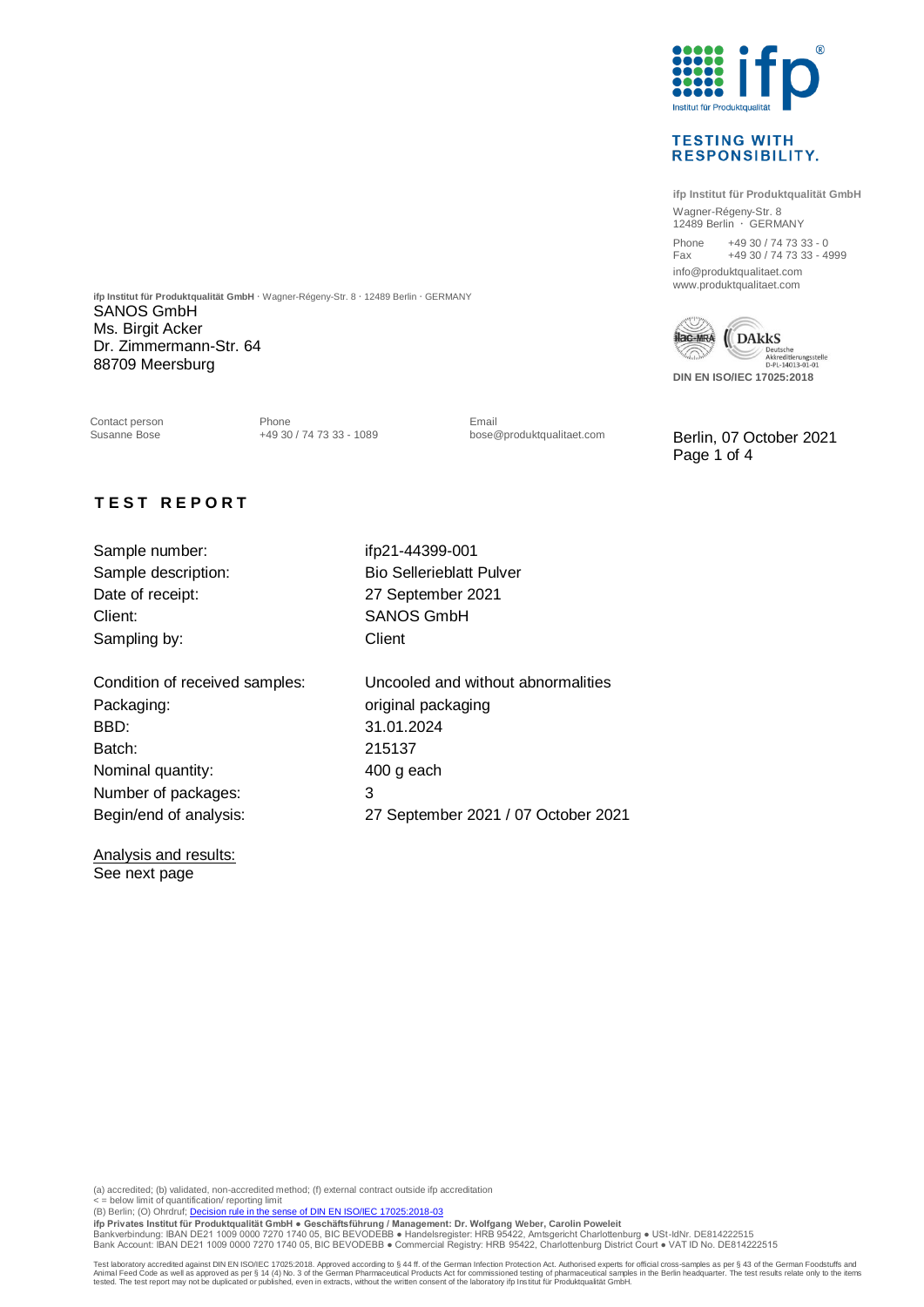ifp Institut für Produktqualität GmbH

TESTING WITH RESPONSIBILITY.

**ifp Institut für Produktqualität GmbH**
Wagner-Régeny-Str. 8
12489 Berlin · GERMANY

Phone +49 30 / 74 73 33 - 0
Fax +49 30 / 74 73 33 - 4999

info@produktqualitaet.com
www.produktqualitaet.com

DIN EN ISO/IEC 17025:2018

**ifp Institut für Produktqualität GmbH** · Wagner-Régeny-Str. 8 · 12489 Berlin · GERMANY

SANOS GmbH
Ms. Birgit Acker
Dr. Zimmermann-Str. 64
88709 Meersburg

| Contact person | Phone | Email |
|---|---|---|
| Susanne Bose | +49 30 / 74 73 33 - 1089 | bose@produktqualitaet.com |

Berlin, 07 October 2021

# TEST REPORT

| | |
|---|---|
| Sample number: | ifp21-44399-001 |
| Sample description: | Bio Sellerieblatt Pulver |
| Date of receipt: | 27 September 2021 |
| Client: | SANOS GmbH |
| Sampling by: | Client |
| Condition of received samples: | Uncooled and without abnormalities |
| Packaging: | original packaging |
| BBD: | 31.01.2024 |
| Batch: | 215137 |
| Nominal quantity: | 400 g each |
| Number of packages: | 3 |
| Begin/end of analysis: | 27 September 2021 / 07 October 2021 |

Analysis and results:
See next page

(a) accredited; (b) validated, non-accredited method; (f) external contract outside ifp accreditation
< = below limit of quantification/ reporting limit
(B) Berlin; (O) Ohrdruf; Decision rule in the sense of DIN EN ISO/IEC 17025:2018-03

**ifp Privates Institut für Produktqualität GmbH ● Geschäftsführung / Management: Dr. Wolfgang Weber, Carolin Poweleit**
Bankverbindung: IBAN DE21 1009 0000 7270 1740 05, BIC BEVODEBB ● Handelsregister: HRB 95422, Amtsgericht Charlottenburg ● USt-IdNr. DE814222515
Bank Account: IBAN DE21 1009 0000 7270 1740 05, BIC BEVODEBB ● Commercial Registry: HRB 95422, Charlottenburg District Court ● VAT ID No. DE814222515

Test laboratory accredited against DIN EN ISO/IEC 17025:2018. Approved according to § 44 ff. of the German Infection Protection Act. Authorised experts for official cross-samples as per § 43 of the German Foodstuffs and Animal Feed Code as well as approved as per § 14 (4) No. 3 of the German Pharmaceutical Products Act for commissioned testing of pharmaceutical samples in the Berlin headquarter. The test results relate only to the items tested. The test report may not be duplicated or published, even in extracts, without the written consent of the laboratory ifp Institut für Produktqualität GmbH.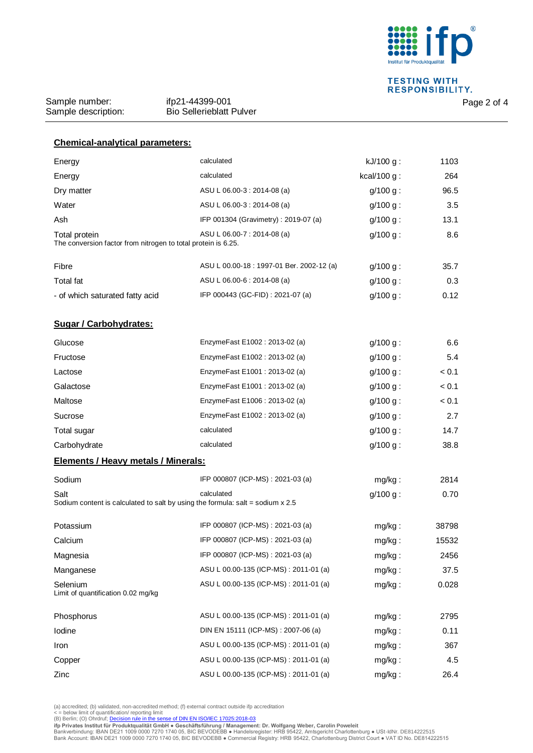Sample number: ifp21-44399-001
Sample description: Bio Sellerieblatt Pulver

## Chemical-analytical parameters:

| Parameter | Method | Unit | Value |
|---|---|---|---|
| Energy | calculated | kJ/100 g : | 1103 |
| Energy | calculated | kcal/100 g : | 264 |
| Dry matter | ASU L 06.00-3 : 2014-08 (a) | g/100 g : | 96.5 |
| Water | ASU L 06.00-3 : 2014-08 (a) | g/100 g : | 3.5 |
| Ash | IFP 001304 (Gravimetry) : 2019-07 (a) | g/100 g : | 13.1 |
| Total protein | ASU L 06.00-7 : 2014-08 (a) | g/100 g : | 8.6 |

The conversion factor from nitrogen to total protein is 6.25.

| Parameter | Method | Unit | Value |
|---|---|---|---|
| Fibre | ASU L 00.00-18 : 1997-01 Ber. 2002-12 (a) | g/100 g : | 35.7 |
| Total fat | ASU L 06.00-6 : 2014-08 (a) | g/100 g : | 0.3 |
| - of which saturated fatty acid | IFP 000443 (GC-FID) : 2021-07 (a) | g/100 g : | 0.12 |

## Sugar / Carbohydrates:

| Parameter | Method | Unit | Value |
|---|---|---|---|
| Glucose | EnzymeFast E1002 : 2013-02 (a) | g/100 g : | 6.6 |
| Fructose | EnzymeFast E1002 : 2013-02 (a) | g/100 g : | 5.4 |
| Lactose | EnzymeFast E1001 : 2013-02 (a) | g/100 g : | < 0.1 |
| Galactose | EnzymeFast E1001 : 2013-02 (a) | g/100 g : | < 0.1 |
| Maltose | EnzymeFast E1006 : 2013-02 (a) | g/100 g : | < 0.1 |
| Sucrose | EnzymeFast E1002 : 2013-02 (a) | g/100 g : | 2.7 |
| Total sugar | calculated | g/100 g : | 14.7 |
| Carbohydrate | calculated | g/100 g : | 38.8 |

## Elements / Heavy metals / Minerals:

| Parameter | Method | Unit | Value |
|---|---|---|---|
| Sodium | IFP 000807 (ICP-MS) : 2021-03 (a) | mg/kg : | 2814 |
| Salt | calculated | g/100 g : | 0.70 |

Sodium content is calculated to salt by using the formula: salt = sodium x 2.5

| Parameter | Method | Unit | Value |
|---|---|---|---|
| Potassium | IFP 000807 (ICP-MS) : 2021-03 (a) | mg/kg : | 38798 |
| Calcium | IFP 000807 (ICP-MS) : 2021-03 (a) | mg/kg : | 15532 |
| Magnesia | IFP 000807 (ICP-MS) : 2021-03 (a) | mg/kg : | 2456 |
| Manganese | ASU L 00.00-135 (ICP-MS) : 2011-01 (a) | mg/kg : | 37.5 |
| Selenium | ASU L 00.00-135 (ICP-MS) : 2011-01 (a) | mg/kg : | 0.028 |

Limit of quantification 0.02 mg/kg

| Parameter | Method | Unit | Value |
|---|---|---|---|
| Phosphorus | ASU L 00.00-135 (ICP-MS) : 2011-01 (a) | mg/kg : | 2795 |
| Iodine | DIN EN 15111 (ICP-MS) : 2007-06 (a) | mg/kg : | 0.11 |
| Iron | ASU L 00.00-135 (ICP-MS) : 2011-01 (a) | mg/kg : | 367 |
| Copper | ASU L 00.00-135 (ICP-MS) : 2011-01 (a) | mg/kg : | 4.5 |
| Zinc | ASU L 00.00-135 (ICP-MS) : 2011-01 (a) | mg/kg : | 26.4 |

(a) accredited; (b) validated, non-accredited method; (f) external contract outside ifp accreditation
< = below limit of quantification/ reporting limit
(B) Berlin; (O) Ohrdruf; Decision rule in the sense of DIN EN ISO/IEC 17025:2018-03

**ifp Privates Institut für Produktqualität GmbH ● Geschäftsführung / Management: Dr. Wolfgang Weber, Carolin Poweleit**
Bankverbindung: IBAN DE21 1009 0000 7270 1740 05, BIC BEVODEBB ● Handelsregister: HRB 95422, Amtsgericht Charlottenburg ● USt-IdNr. DE814222515
Bank Account: IBAN DE21 1009 0000 7270 1740 05, BIC BEVODEBB ● Commercial Registry: HRB 95422, Charlottenburg District Court ● VAT ID No. DE814222515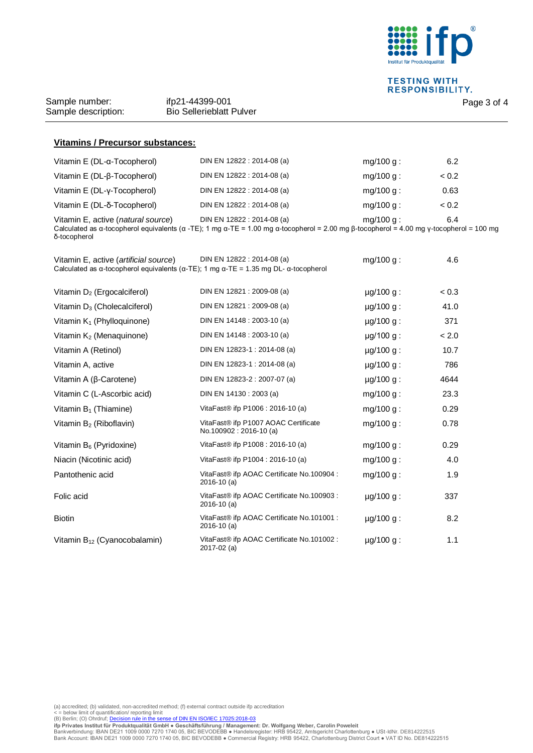Sample number: ifp21-44399-001

Sample description: Bio Sellerieblatt Pulver

## Vitamins / Precursor substances:

| Parameter | Method | Unit | Result |
|---|---|---|---|
| Vitamin E (DL-α-Tocopherol) | DIN EN 12822 : 2014-08 (a) | mg/100 g : | 6.2 |
| Vitamin E (DL-β-Tocopherol) | DIN EN 12822 : 2014-08 (a) | mg/100 g : | < 0.2 |
| Vitamin E (DL-γ-Tocopherol) | DIN EN 12822 : 2014-08 (a) | mg/100 g : | 0.63 |
| Vitamin E (DL-δ-Tocopherol) | DIN EN 12822 : 2014-08 (a) | mg/100 g : | < 0.2 |
| Vitamin E, active (*natural source*) | DIN EN 12822 : 2014-08 (a) | mg/100 g : | 6.4 |

Calculated as α-tocopherol equivalents (α -TE); 1 mg α-TE = 1.00 mg α-tocopherol = 2.00 mg β-tocopherol = 4.00 mg γ-tocopherol = 100 mg δ-tocopherol

| Parameter | Method | Unit | Result |
|---|---|---|---|
| Vitamin E, active (*artificial source*) | DIN EN 12822 : 2014-08 (a) | mg/100 g : | 4.6 |

Calculated as α-tocopherol equivalents (α-TE); 1 mg α-TE = 1.35 mg DL- α-tocopherol

| Parameter | Method | Unit | Result |
|---|---|---|---|
| Vitamin $D_2$ (Ergocalciferol) | DIN EN 12821 : 2009-08 (a) | µg/100 g : | < 0.3 |
| Vitamin $D_3$ (Cholecalciferol) | DIN EN 12821 : 2009-08 (a) | µg/100 g : | 41.0 |
| Vitamin $K_1$ (Phylloquinone) | DIN EN 14148 : 2003-10 (a) | µg/100 g : | 371 |
| Vitamin $K_2$ (Menaquinone) | DIN EN 14148 : 2003-10 (a) | µg/100 g : | < 2.0 |
| Vitamin A (Retinol) | DIN EN 12823-1 : 2014-08 (a) | µg/100 g : | 10.7 |
| Vitamin A, active | DIN EN 12823-1 : 2014-08 (a) | µg/100 g : | 786 |
| Vitamin A (β-Carotene) | DIN EN 12823-2 : 2007-07 (a) | µg/100 g : | 4644 |
| Vitamin C (L-Ascorbic acid) | DIN EN 14130 : 2003 (a) | mg/100 g : | 23.3 |
| Vitamin $B_1$ (Thiamine) | VitaFast® ifp P1006 : 2016-10 (a) | mg/100 g : | 0.29 |
| Vitamin $B_2$ (Riboflavin) | VitaFast® ifp P1007 AOAC Certificate No.100902 : 2016-10 (a) | mg/100 g : | 0.78 |
| Vitamin $B_6$ (Pyridoxine) | VitaFast® ifp P1008 : 2016-10 (a) | mg/100 g : | 0.29 |
| Niacin (Nicotinic acid) | VitaFast® ifp P1004 : 2016-10 (a) | mg/100 g : | 4.0 |
| Pantothenic acid | VitaFast® ifp AOAC Certificate No.100904 : 2016-10 (a) | mg/100 g : | 1.9 |
| Folic acid | VitaFast® ifp AOAC Certificate No.100903 : 2016-10 (a) | µg/100 g : | 337 |
| Biotin | VitaFast® ifp AOAC Certificate No.101001 : 2016-10 (a) | µg/100 g : | 8.2 |
| Vitamin $B_{12}$ (Cyanocobalamin) | VitaFast® ifp AOAC Certificate No.101002 : 2017-02 (a) | µg/100 g : | 1.1 |

(a) accredited; (b) validated, non-accredited method; (f) external contract outside ifp accreditation
< = below limit of quantification/ reporting limit
(B) Berlin; (O) Ohrdruf; Decision rule in the sense of DIN EN ISO/IEC 17025:2018-03

**ifp Privates Institut für Produktqualität GmbH ● Geschäftsführung / Management: Dr. Wolfgang Weber, Carolin Poweleit**
Bankverbindung: IBAN DE21 1009 0000 7270 1740 05, BIC BEVODEBB ● Handelsregister: HRB 95422, Amtsgericht Charlottenburg ● USt-IdNr. DE814222515
Bank Account: IBAN DE21 1009 0000 7270 1740 05, BIC BEVODEBB ● Commercial Registry: HRB 95422, Charlottenburg District Court ● VAT ID No. DE814222515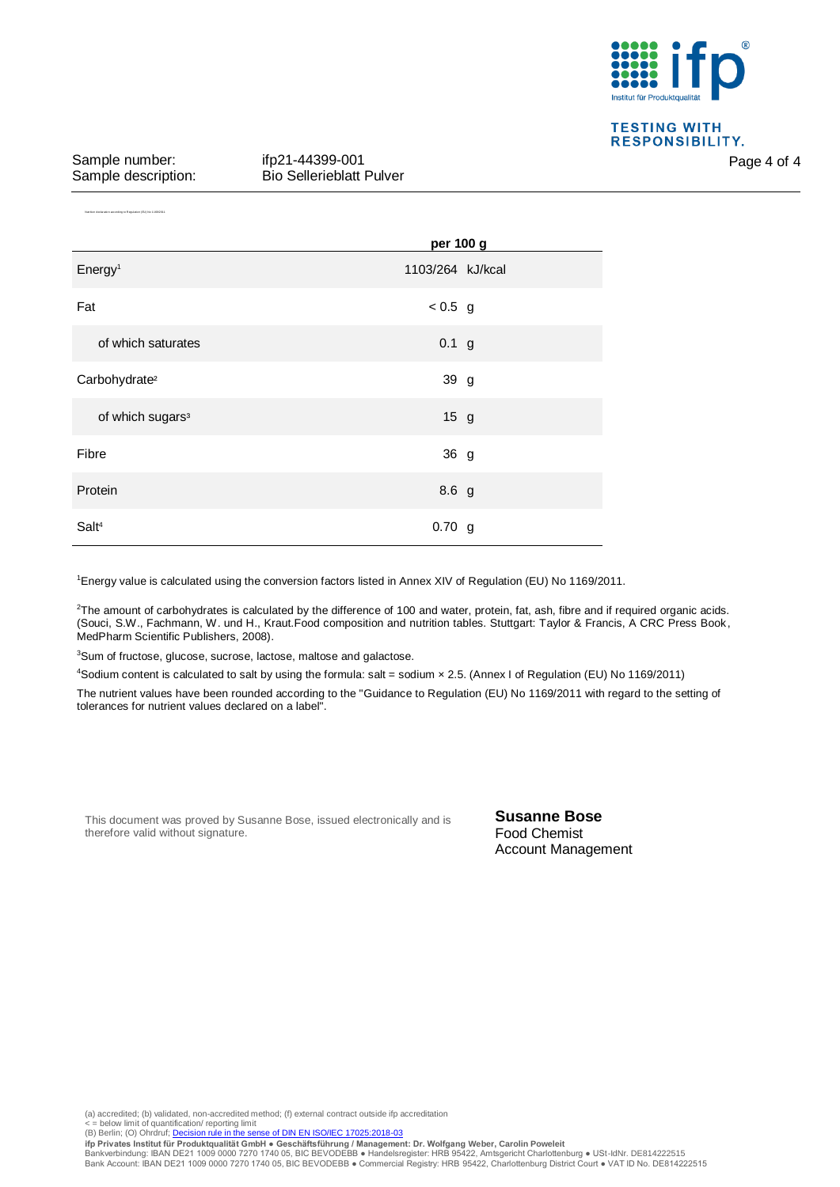Sample number: ifp21-44399-001
Sample description: Bio Sellerieblatt Pulver

Nutrition declaration according to Regulation (EU) No 1169/2011

| | per 100 g |
|---|---|
| Energy[1] | 1103/264 kJ/kcal |
| Fat | < 0.5 g |
| of which saturates | 0.1 g |
| Carbohydrate[2] | 39 g |
| of which sugars[3] | 15 g |
| Fibre | 36 g |
| Protein | 8.6 g |
| Salt[4] | 0.70 g |

[1]Energy value is calculated using the conversion factors listed in Annex XIV of Regulation (EU) No 1169/2011.

[2]The amount of carbohydrates is calculated by the difference of 100 and water, protein, fat, ash, fibre and if required organic acids. (Souci, S.W., Fachmann, W. und H., Kraut.Food composition and nutrition tables. Stuttgart: Taylor & Francis, A CRC Press Book, MedPharm Scientific Publishers, 2008).

[3]Sum of fructose, glucose, sucrose, lactose, maltose and galactose.

[4]Sodium content is calculated to salt by using the formula: salt = sodium × 2.5. (Annex I of Regulation (EU) No 1169/2011)

The nutrient values have been rounded according to the "Guidance to Regulation (EU) No 1169/2011 with regard to the setting of tolerances for nutrient values declared on a label".

This document was proved by Susanne Bose, issued electronically and is therefore valid without signature.

**Susanne Bose**
Food Chemist
Account Management

(a) accredited; (b) validated, non-accredited method; (f) external contract outside ifp accreditation
< = below limit of quantification/ reporting limit
(B) Berlin; (O) Ohrdruf; Decision rule in the sense of DIN EN ISO/IEC 17025:2018-03
**ifp Privates Institut für Produktqualität GmbH ● Geschäftsführung / Management: Dr. Wolfgang Weber, Carolin Poweleit**
Bankverbindung: IBAN DE21 1009 0000 7270 1740 05, BIC BEVODEBB ● Handelsregister: HRB 95422, Amtsgericht Charlottenburg ● USt-IdNr. DE814222515
Bank Account: IBAN DE21 1009 0000 7270 1740 05, BIC BEVODEBB ● Commercial Registry: HRB 95422, Charlottenburg District Court ● VAT ID No. DE814222515